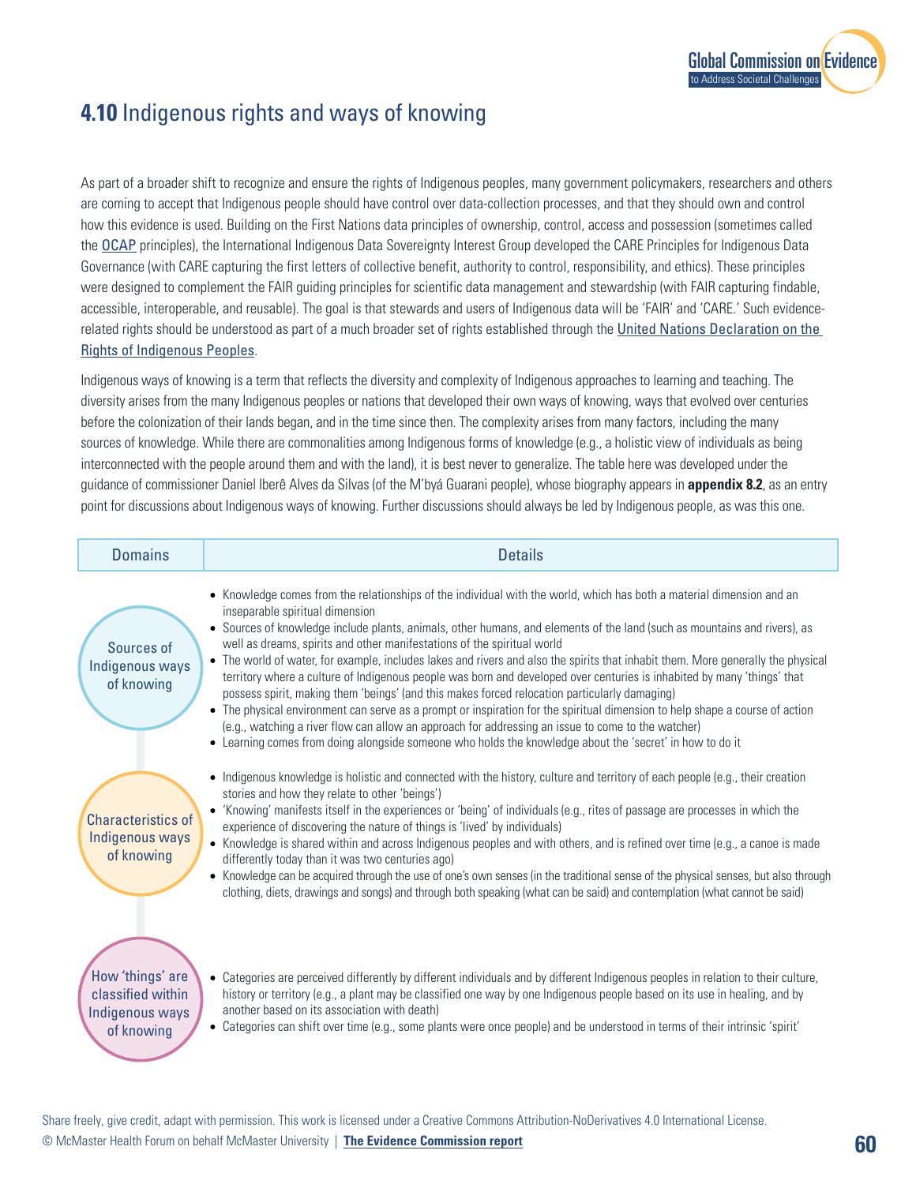## **4.10** Indigenous rights and ways of knowing

As part of a broader shift to recognize and ensure the rights of Indigenous peoples, many government policymakers, researchers and others are coming to accept that Indigenous people should have control over data-collection processes, and that they should own and control how this evidence is used. Building on the First Nations data principles of ownership, control, access and possession (sometimes called the OCAP principles), the International Indigenous Data Sovereignty Interest Group developed the CARE Principles for Indigenous Data Governance (with CARE capturing the first letters of collective benefit, authority to control, responsibility, and ethics). These principles were designed to complement the FAIR guiding principles for scientific data management and stewardship (with FAIR capturing findable, accessible, interoperable, and reusable). The goal is that stewards and users of Indigenous data will be 'FAIR' and 'CARE.' Such evidence-related rights should be understood as part of a much broader set of rights established through the United Nations Declaration on the Rights of Indigenous Peoples.

Indigenous ways of knowing is a term that reflects the diversity and complexity of Indigenous approaches to learning and teaching. The diversity arises from the many Indigenous peoples or nations that developed their own ways of knowing, ways that evolved over centuries before the colonization of their lands began, and in the time since then. The complexity arises from many factors, including the many sources of knowledge. While there are commonalities among Indigenous forms of knowledge (e.g., a holistic view of individuals as being interconnected with the people around them and with the land), it is best never to generalize. The table here was developed under the guidance of commissioner Daniel Iberê Alves da Silvas (of the M'byá Guarani people), whose biography appears in **appendix 8.2**, as an entry point for discussions about Indigenous ways of knowing. Further discussions should always be led by Indigenous people, as was this one.

| Domains | Details |
|---|---|
| Sources of Indigenous ways of knowing | • Knowledge comes from the relationships of the individual with the world, which has both a material dimension and an inseparable spiritual dimension<br>• Sources of knowledge include plants, animals, other humans, and elements of the land (such as mountains and rivers), as well as dreams, spirits and other manifestations of the spiritual world<br>• The world of water, for example, includes lakes and rivers and also the spirits that inhabit them. More generally the physical territory where a culture of Indigenous people was born and developed over centuries is inhabited by many 'things' that possess spirit, making them 'beings' (and this makes forced relocation particularly damaging)<br>• The physical environment can serve as a prompt or inspiration for the spiritual dimension to help shape a course of action (e.g., watching a river flow can allow an approach for addressing an issue to come to the watcher)<br>• Learning comes from doing alongside someone who holds the knowledge about the 'secret' in how to do it |
| Characteristics of Indigenous ways of knowing | • Indigenous knowledge is holistic and connected with the history, culture and territory of each people (e.g., their creation stories and how they relate to other 'beings')<br>• 'Knowing' manifests itself in the experiences or 'being' of individuals (e.g., rites of passage are processes in which the experience of discovering the nature of things is 'lived' by individuals)<br>• Knowledge is shared within and across Indigenous peoples and with others, and is refined over time (e.g., a canoe is made differently today than it was two centuries ago)<br>• Knowledge can be acquired through the use of one's own senses (in the traditional sense of the physical senses, but also through clothing, diets, drawings and songs) and through both speaking (what can be said) and contemplation (what cannot be said) |
| How 'things' are classified within Indigenous ways of knowing | • Categories are perceived differently by different individuals and by different Indigenous peoples in relation to their culture, history or territory (e.g., a plant may be classified one way by one Indigenous people based on its use in healing, and by another based on its association with death)<br>• Categories can shift over time (e.g., some plants were once people) and be understood in terms of their intrinsic 'spirit' |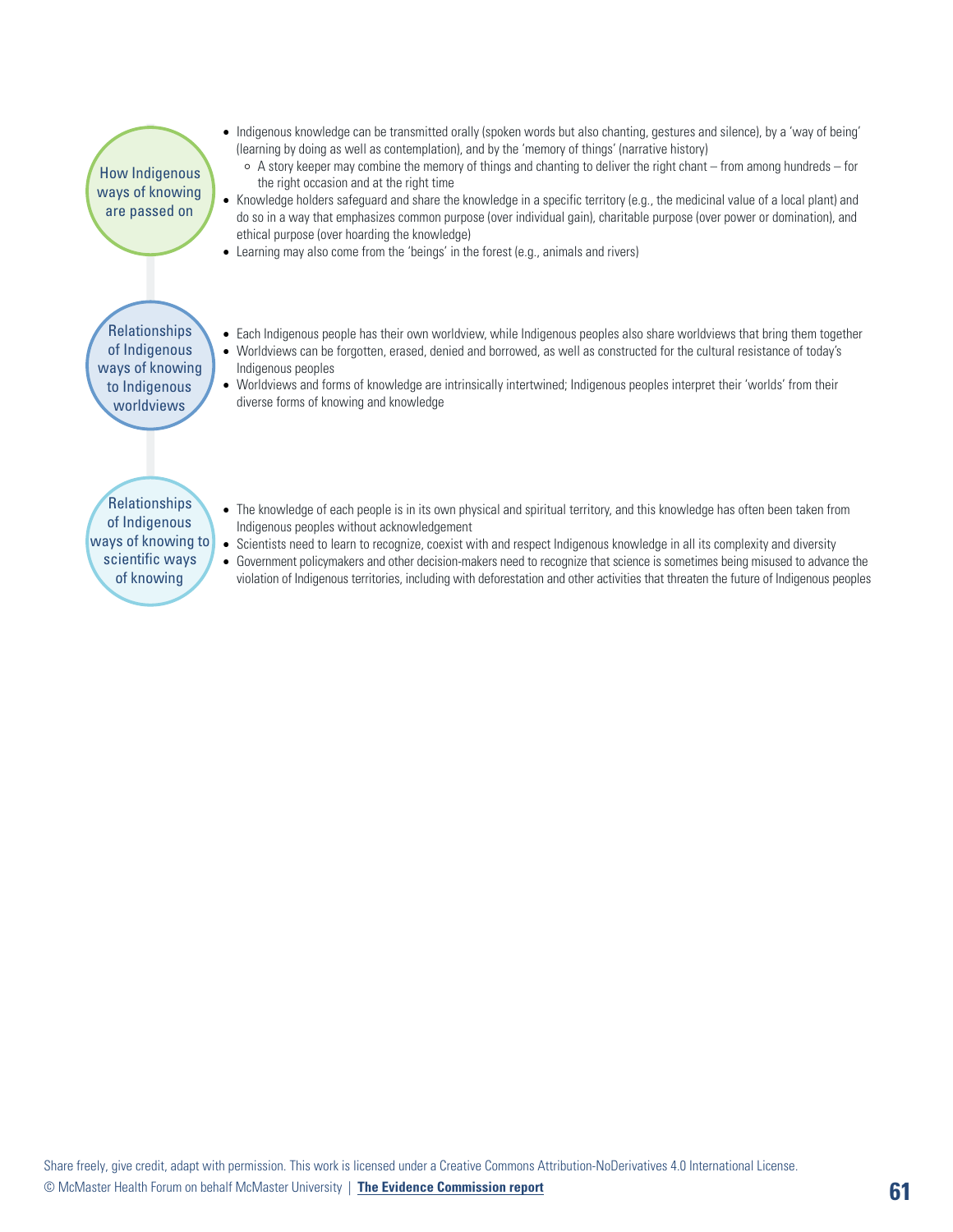**How Indigenous ways of knowing are passed on**

- Indigenous knowledge can be transmitted orally (spoken words but also chanting, gestures and silence), by a 'way of being' (learning by doing as well as contemplation), and by the 'memory of things' (narrative history)
  - A story keeper may combine the memory of things and chanting to deliver the right chant – from among hundreds – for the right occasion and at the right time
- Knowledge holders safeguard and share the knowledge in a specific territory (e.g., the medicinal value of a local plant) and do so in a way that emphasizes common purpose (over individual gain), charitable purpose (over power or domination), and ethical purpose (over hoarding the knowledge)
- Learning may also come from the 'beings' in the forest (e.g., animals and rivers)

**Relationships of Indigenous ways of knowing to Indigenous worldviews**

- Each Indigenous people has their own worldview, while Indigenous peoples also share worldviews that bring them together
- Worldviews can be forgotten, erased, denied and borrowed, as well as constructed for the cultural resistance of today's Indigenous peoples
- Worldviews and forms of knowledge are intrinsically intertwined; Indigenous peoples interpret their 'worlds' from their diverse forms of knowing and knowledge

**Relationships of Indigenous ways of knowing to scientific ways of knowing**

- The knowledge of each people is in its own physical and spiritual territory, and this knowledge has often been taken from Indigenous peoples without acknowledgement
- Scientists need to learn to recognize, coexist with and respect Indigenous knowledge in all its complexity and diversity
- Government policymakers and other decision-makers need to recognize that science is sometimes being misused to advance the violation of Indigenous territories, including with deforestation and other activities that threaten the future of Indigenous peoples